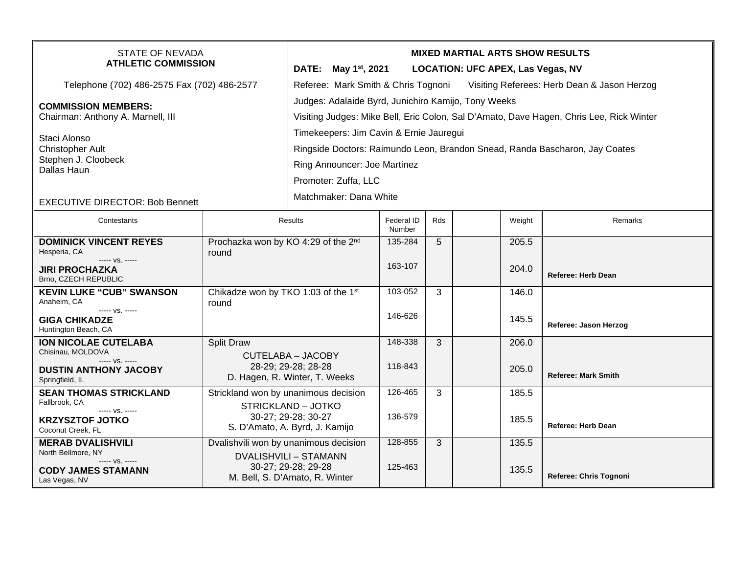STATE OF NEVADA
**ATHLETIC COMMISSION**

Telephone (702) 486-2575 Fax (702) 486-2577

**COMMISSION MEMBERS:**
Chairman: Anthony A. Marnell, III

Staci Alonso
Christopher Ault
Stephen J. Cloobeck
Dallas Haun

EXECUTIVE DIRECTOR: Bob Bennett

**MIXED MARTIAL ARTS SHOW RESULTS**

**DATE: May 1st, 2021 LOCATION: UFC APEX, Las Vegas, NV**

Referee: Mark Smith & Chris Tognoni Visiting Referees: Herb Dean & Jason Herzog

Judges: Adalaide Byrd, Junichiro Kamijo, Tony Weeks

Visiting Judges: Mike Bell, Eric Colon, Sal D'Amato, Dave Hagen, Chris Lee, Rick Winter

Timekeepers: Jim Cavin & Ernie Jauregui

Ringside Doctors: Raimundo Leon, Brandon Snead, Randa Bascharon, Jay Coates

Ring Announcer: Joe Martinez

Promoter: Zuffa, LLC

Matchmaker: Dana White

| Contestants | Results | Federal ID Number | Rds | | Weight | Remarks |
|---|---|---|---|---|---|---|
| **DOMINICK VINCENT REYES** Hesperia, CA ----- vs. ----- **JIRI PROCHAZKA** Brno, CZECH REPUBLIC | Prochazka won by KO 4:29 of the 2nd round | 135-284 / 163-107 | 5 | | 205.5 / 204.0 | **Referee: Herb Dean** |
| **KEVIN LUKE "CUB" SWANSON** Anaheim, CA ----- vs. ----- **GIGA CHIKADZE** Huntington Beach, CA | Chikadze won by TKO 1:03 of the 1st round | 103-052 / 146-626 | 3 | | 146.0 / 145.5 | **Referee: Jason Herzog** |
| **ION NICOLAE CUTELABA** Chisinau, MOLDOVA ----- vs. ----- **DUSTIN ANTHONY JACOBY** Springfield, IL | Split Draw<br>CUTELABA – JACOBY<br>28-29; 29-28; 28-28<br>D. Hagen, R. Winter, T. Weeks | 148-338 / 118-843 | 3 | | 206.0 / 205.0 | **Referee: Mark Smith** |
| **SEAN THOMAS STRICKLAND** Fallbrook, CA ----- vs. ----- **KRZYSZTOF JOTKO** Coconut Creek, FL | Strickland won by unanimous decision<br>STRICKLAND – JOTKO<br>30-27; 29-28; 30-27<br>S. D'Amato, A. Byrd, J. Kamijo | 126-465 / 136-579 | 3 | | 185.5 / 185.5 | **Referee: Herb Dean** |
| **MERAB DVALISHVILI** North Bellmore, NY ----- vs. ----- **CODY JAMES STAMANN** Las Vegas, NV | Dvalishvili won by unanimous decision<br>DVALISHVILI – STAMANN<br>30-27; 29-28; 29-28<br>M. Bell, S. D'Amato, R. Winter | 128-855 / 125-463 | 3 | | 135.5 / 135.5 | **Referee: Chris Tognoni** |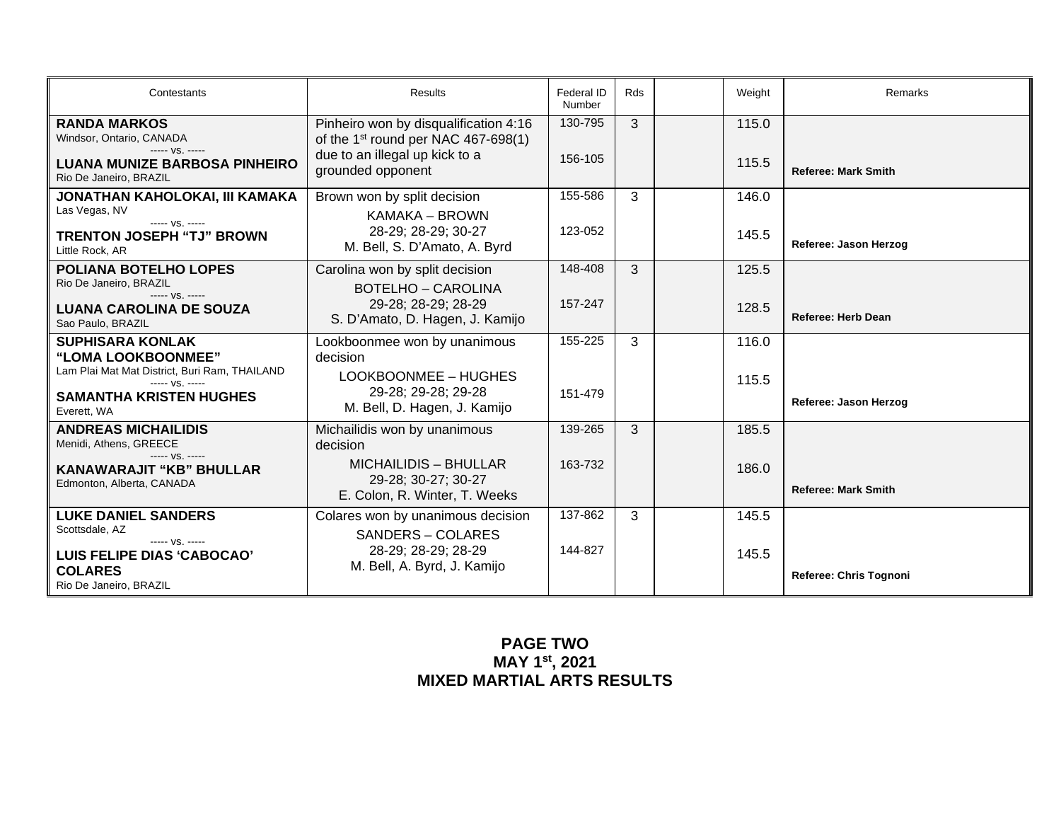| Contestants | Results | Federal ID Number | Rds | | Weight | Remarks |
|---|---|---|---|---|---|---|
| **RANDA MARKOS**<br>Windsor, Ontario, CANADA<br>----- vs. -----<br>**LUANA MUNIZE BARBOSA PINHEIRO**<br>Rio De Janeiro, BRAZIL | Pinheiro won by disqualification 4:16 of the 1st round per NAC 467-698(1) due to an illegal up kick to a grounded opponent | 130-795<br><br>156-105 | 3 | | 115.0<br><br>115.5 | **Referee: Mark Smith** |
| **JONATHAN KAHOLOKAI, III KAMAKA**<br>Las Vegas, NV<br>----- vs. -----<br>**TRENTON JOSEPH "TJ" BROWN**<br>Little Rock, AR | Brown won by split decision<br>KAMAKA – BROWN<br>28-29; 28-29; 30-27<br>M. Bell, S. D'Amato, A. Byrd | 155-586<br><br>123-052 | 3 | | 146.0<br><br>145.5 | **Referee: Jason Herzog** |
| **POLIANA BOTELHO LOPES**<br>Rio De Janeiro, BRAZIL<br>----- vs. -----<br>**LUANA CAROLINA DE SOUZA**<br>Sao Paulo, BRAZIL | Carolina won by split decision<br>BOTELHO – CAROLINA<br>29-28; 28-29; 28-29<br>S. D'Amato, D. Hagen, J. Kamijo | 148-408<br><br>157-247 | 3 | | 125.5<br><br>128.5 | **Referee: Herb Dean** |
| **SUPHISARA KONLAK "LOMA LOOKBOONMEE"**<br>Lam Plai Mat Mat District, Buri Ram, THAILAND<br>----- vs. -----<br>**SAMANTHA KRISTEN HUGHES**<br>Everett, WA | Lookboonmee won by unanimous decision<br>LOOKBOONMEE – HUGHES<br>29-28; 29-28; 29-28<br>M. Bell, D. Hagen, J. Kamijo | 155-225<br><br>151-479 | 3 | | 116.0<br><br>115.5 | **Referee: Jason Herzog** |
| **ANDREAS MICHAILIDIS**<br>Menidi, Athens, GREECE<br>----- vs. -----<br>**KANAWARAJIT "KB" BHULLAR**<br>Edmonton, Alberta, CANADA | Michailidis won by unanimous decision<br>MICHAILIDIS – BHULLAR<br>29-28; 30-27; 30-27<br>E. Colon, R. Winter, T. Weeks | 139-265<br><br>163-732 | 3 | | 185.5<br><br>186.0 | **Referee: Mark Smith** |
| **LUKE DANIEL SANDERS**<br>Scottsdale, AZ<br>----- vs. -----<br>**LUIS FELIPE DIAS 'CABOCAO' COLARES**<br>Rio De Janeiro, BRAZIL | Colares won by unanimous decision<br>SANDERS – COLARES<br>28-29; 28-29; 28-29<br>M. Bell, A. Byrd, J. Kamijo | 137-862<br><br>144-827 | 3 | | 145.5<br><br>145.5 | **Referee: Chris Tognoni** |

**PAGE TWO**
**MAY 1st, 2021**
**MIXED MARTIAL ARTS RESULTS**